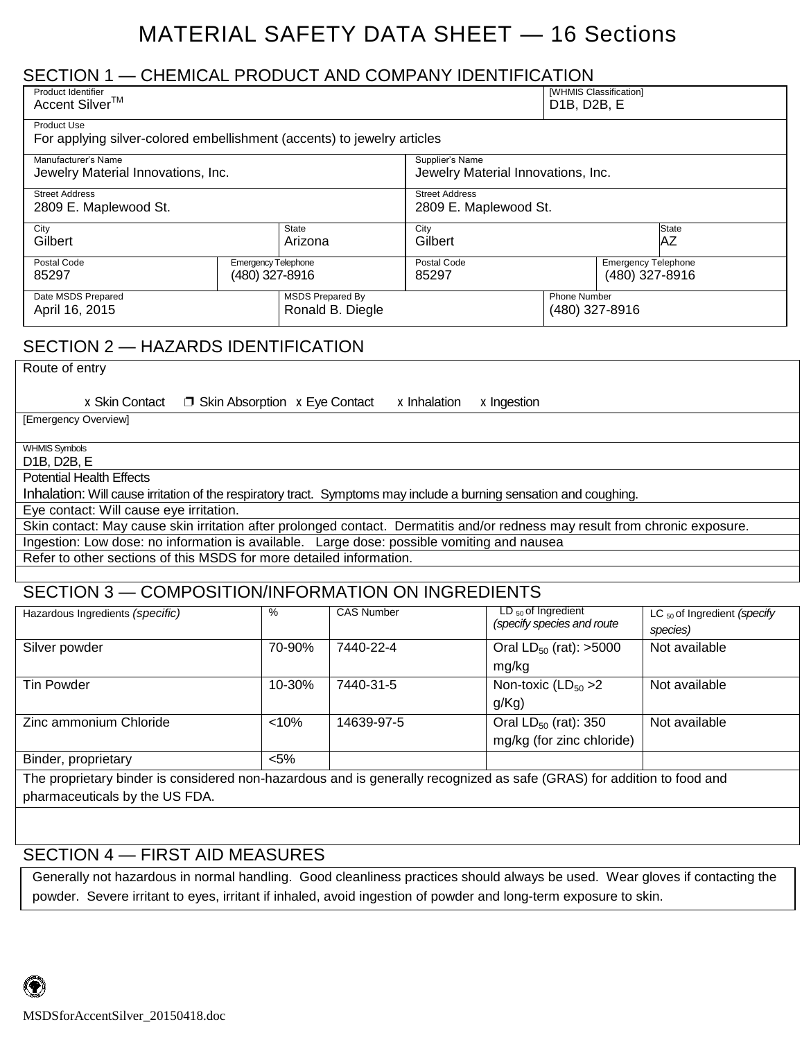# MATERIAL SAFETY DATA SHEET — 16 Sections

## SECTION 1 — CHEMICAL PRODUCT AND COMPANY IDENTIFICATION

| | | | |
|---|---|---|---|
| Product Identifier<br>Accent Silver™ | | | [WHMIS Classification]<br>D1B, D2B, E |
| Product Use<br>For applying silver-colored embellishment (accents) to jewelry articles | | | |
| Manufacturer's Name<br>Jewelry Material Innovations, Inc. | | Supplier's Name<br>Jewelry Material Innovations, Inc. | |
| Street Address<br>2809 E. Maplewood St. | | Street Address<br>2809 E. Maplewood St. | |
| City<br>Gilbert | State<br>Arizona | City<br>Gilbert | State<br>AZ |
| Postal Code<br>85297 | Emergency Telephone<br>(480) 327-8916 | Postal Code<br>85297 | Emergency Telephone<br>(480) 327-8916 |
| Date MSDS Prepared<br>April 16, 2015 | MSDS Prepared By<br>Ronald B. Diegle | | Phone Number<br>(480) 327-8916 |

## SECTION 2 — HAZARDS IDENTIFICATION

Route of entry

x Skin Contact ❒ Skin Absorption x Eye Contact x Inhalation x Ingestion

[Emergency Overview]

WHMIS Symbols
D1B, D2B, E

Potential Health Effects

Inhalation: Will cause irritation of the respiratory tract. Symptoms may include a burning sensation and coughing.

Eye contact: Will cause eye irritation.

Skin contact: May cause skin irritation after prolonged contact. Dermatitis and/or redness may result from chronic exposure.

Ingestion: Low dose: no information is available. Large dose: possible vomiting and nausea

Refer to other sections of this MSDS for more detailed information.

## SECTION 3 — COMPOSITION/INFORMATION ON INGREDIENTS

| Hazardous Ingredients *(specific)* | % | CAS Number | $LD_{50}$ of Ingredient *(specify species and route* | $LC_{50}$ of Ingredient *(specify species)* |
|---|---|---|---|---|
| Silver powder | 70-90% | 7440-22-4 | Oral $LD_{50}$ (rat): >5000 mg/kg | Not available |
| Tin Powder | 10-30% | 7440-31-5 | Non-toxic ($LD_{50}$ >2 g/Kg) | Not available |
| Zinc ammonium Chloride | <10% | 14639-97-5 | Oral $LD_{50}$ (rat): 350 mg/kg (for zinc chloride) | Not available |
| Binder, proprietary | <5% | | | |

The proprietary binder is considered non-hazardous and is generally recognized as safe (GRAS) for addition to food and pharmaceuticals by the US FDA.

## SECTION 4 — FIRST AID MEASURES

Generally not hazardous in normal handling. Good cleanliness practices should always be used. Wear gloves if contacting the powder. Severe irritant to eyes, irritant if inhaled, avoid ingestion of powder and long-term exposure to skin.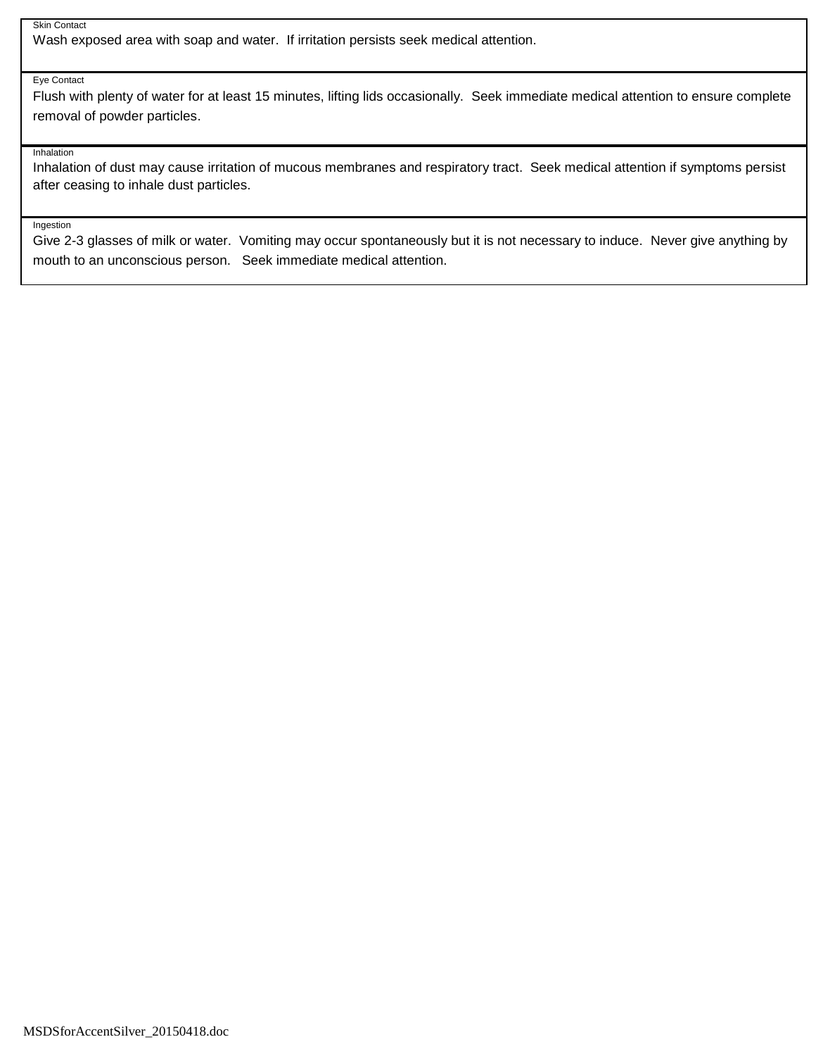Skin Contact

Wash exposed area with soap and water.  If irritation persists seek medical attention.

Eye Contact

Flush with plenty of water for at least 15 minutes, lifting lids occasionally.  Seek immediate medical attention to ensure complete removal of powder particles.

Inhalation

Inhalation of dust may cause irritation of mucous membranes and respiratory tract.  Seek medical attention if symptoms persist after ceasing to inhale dust particles.

Ingestion

Give 2-3 glasses of milk or water.  Vomiting may occur spontaneously but it is not necessary to induce.  Never give anything by mouth to an unconscious person.   Seek immediate medical attention.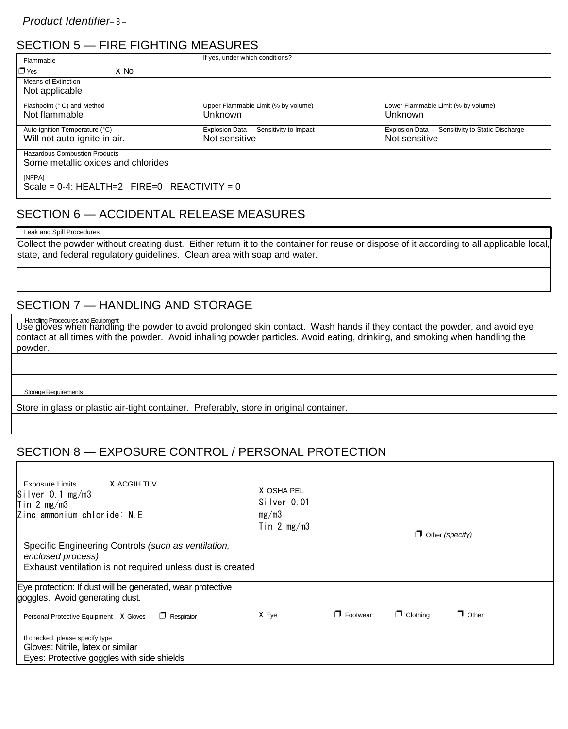## SECTION 5 — FIRE FIGHTING MEASURES

| | | |
|---|---|---|
| Flammable<br>❒ Yes X No | If yes, under which conditions? | |
| Means of Extinction<br>Not applicable | | |
| Flashpoint (° C) and Method<br>Not flammable | Upper Flammable Limit (% by volume)<br>Unknown | Lower Flammable Limit (% by volume)<br>Unknown |
| Auto-ignition Temperature (°C)<br>Will not auto-ignite in air. | Explosion Data — Sensitivity to Impact<br>Not sensitive | Explosion Data — Sensitivity to Static Discharge<br>Not sensitive |
| Hazardous Combustion Products<br>Some metallic oxides and chlorides | | |
| [NFPA]<br>Scale = 0-4: HEALTH=2 FIRE=0 REACTIVITY = 0 | | |

## SECTION 6 — ACCIDENTAL RELEASE MEASURES

Leak and Spill Procedures

Collect the powder without creating dust. Either return it to the container for reuse or dispose of it according to all applicable local, state, and federal regulatory guidelines. Clean area with soap and water.

## SECTION 7 — HANDLING AND STORAGE

Handling Procedures and Equipment

Use gloves when handling the powder to avoid prolonged skin contact. Wash hands if they contact the powder, and avoid eye contact at all times with the powder. Avoid inhaling powder particles. Avoid eating, drinking, and smoking when handling the powder.

Storage Requirements

Store in glass or plastic air-tight container. Preferably, store in original container.

## SECTION 8 — EXPOSURE CONTROL / PERSONAL PROTECTION

| | | |
|---|---|---|
| Exposure Limits X ACGIH TLV<br>Silver 0.1 mg/m3<br>Tin 2 mg/m3<br>Zinc ammonium chloride: N.E | X OSHA PEL<br>Silver 0.01 mg/m3<br>Tin 2 mg/m3 | ❒ Other *(specify)* |
| Specific Engineering Controls *(such as ventilation, enclosed process)*<br>Exhaust ventilation is not required unless dust is created | | |
| Eye protection: If dust will be generated, wear protective goggles. Avoid generating dust. | | |
| Personal Protective Equipment X Gloves ❒ Respirator | X Eye | ❒ Footwear ❒ Clothing ❒ Other |
| If checked, please specify type<br>Gloves: Nitrile, latex or similar<br>Eyes: Protective goggles with side shields | | |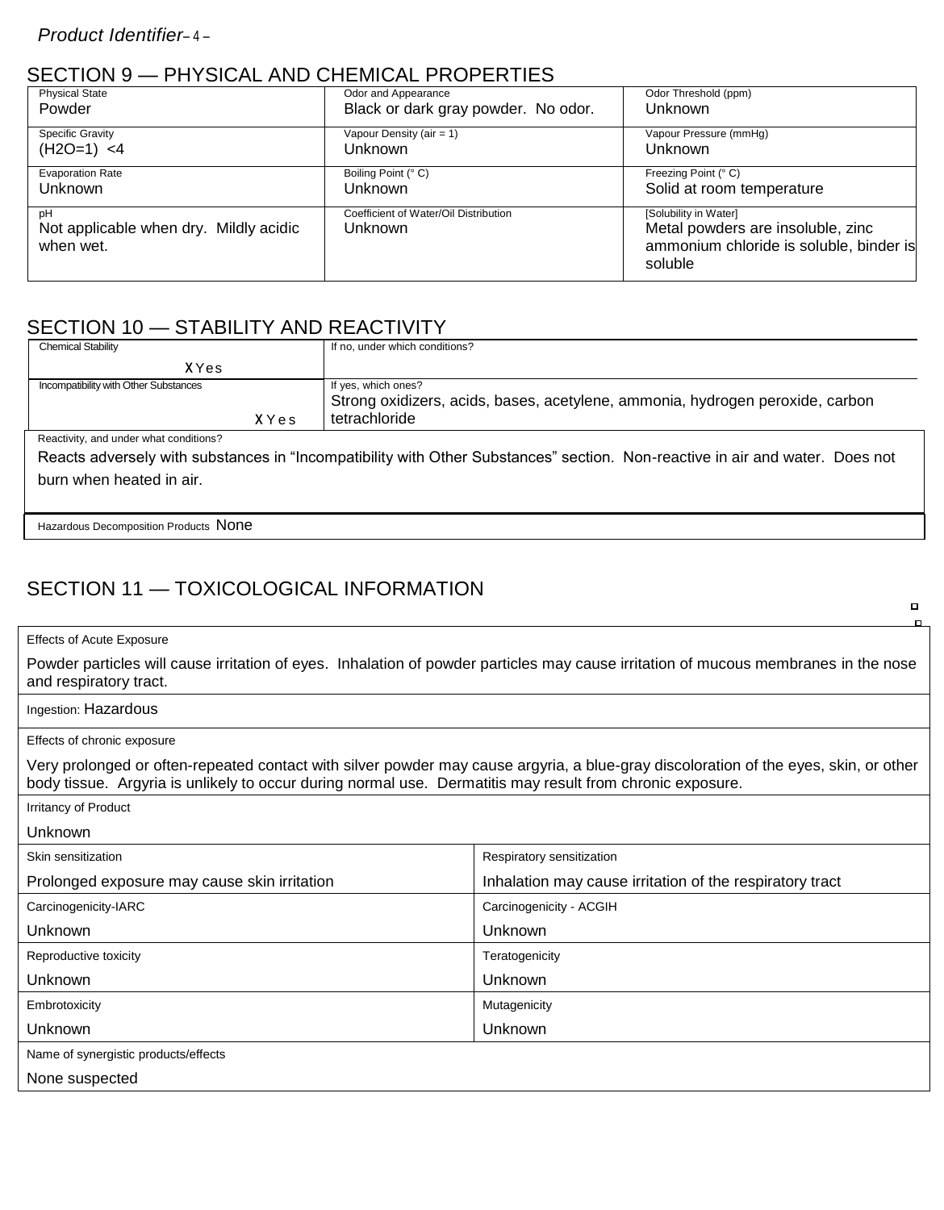## SECTION 9 — PHYSICAL AND CHEMICAL PROPERTIES

| | | |
|---|---|---|
| Physical State<br>Powder | Odor and Appearance<br>Black or dark gray powder. No odor. | Odor Threshold (ppm)<br>Unknown |
| Specific Gravity<br>($H_2O$=1) <4 | Vapour Density (air = 1)<br>Unknown | Vapour Pressure (mmHg)<br>Unknown |
| Evaporation Rate<br>Unknown | Boiling Point (° C)<br>Unknown | Freezing Point (° C)<br>Solid at room temperature |
| pH<br>Not applicable when dry. Mildly acidic when wet. | Coefficient of Water/Oil Distribution<br>Unknown | [Solubility in Water]<br>Metal powders are insoluble, zinc ammonium chloride is soluble, binder is soluble |

## SECTION 10 — STABILITY AND REACTIVITY

| | |
|---|---|
| Chemical Stability<br>X Yes | If no, under which conditions? |
| Incompatibility with Other Substances<br>X Yes | If yes, which ones?<br>Strong oxidizers, acids, bases, acetylene, ammonia, hydrogen peroxide, carbon tetrachloride |

Reactivity, and under what conditions?

Reacts adversely with substances in "Incompatibility with Other Substances" section. Non-reactive in air and water. Does not burn when heated in air.

Hazardous Decomposition Products None

## SECTION 11 — TOXICOLOGICAL INFORMATION

Effects of Acute Exposure

Powder particles will cause irritation of eyes. Inhalation of powder particles may cause irritation of mucous membranes in the nose and respiratory tract.

Ingestion: Hazardous

Effects of chronic exposure

Very prolonged or often-repeated contact with silver powder may cause argyria, a blue-gray discoloration of the eyes, skin, or other body tissue. Argyria is unlikely to occur during normal use. Dermatitis may result from chronic exposure.

Irritancy of Product

Unknown

| | |
|---|---|
| Skin sensitization<br>Prolonged exposure may cause skin irritation | Respiratory sensitization<br>Inhalation may cause irritation of the respiratory tract |
| Carcinogenicity-IARC<br>Unknown | Carcinogenicity - ACGIH<br>Unknown |
| Reproductive toxicity<br>Unknown | Teratogenicity<br>Unknown |
| Embrotoxicity<br>Unknown | Mutagenicity<br>Unknown |

Name of synergistic products/effects

None suspected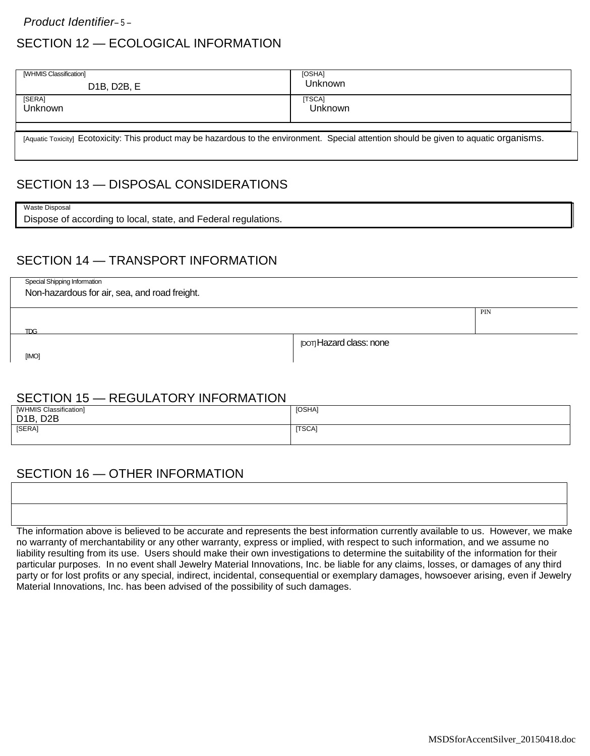## SECTION 12 — ECOLOGICAL INFORMATION

| | |
|---|---|
| [WHMIS Classification] D1B, D2B, E | [OSHA] Unknown |
| [SERA] Unknown | [TSCA] Unknown |

[Aquatic Toxicity] Ecotoxicity: This product may be hazardous to the environment. Special attention should be given to aquatic organisms.

## SECTION 13 — DISPOSAL CONSIDERATIONS

Waste Disposal

Dispose of according to local, state, and Federal regulations.

## SECTION 14 — TRANSPORT INFORMATION

Special Shipping Information

Non-hazardous for air, sea, and road freight.

| | |
|---|---|
| TDG | PIN |
| [IMO] | [DOT] Hazard class: none |

## SECTION 15 — REGULATORY INFORMATION

| | |
|---|---|
| [WHMIS Classification] D1B, D2B | [OSHA] |
| [SERA] | [TSCA] |

## SECTION 16 — OTHER INFORMATION

The information above is believed to be accurate and represents the best information currently available to us. However, we make no warranty of merchantability or any other warranty, express or implied, with respect to such information, and we assume no liability resulting from its use. Users should make their own investigations to determine the suitability of the information for their particular purposes. In no event shall Jewelry Material Innovations, Inc. be liable for any claims, losses, or damages of any third party or for lost profits or any special, indirect, incidental, consequential or exemplary damages, howsoever arising, even if Jewelry Material Innovations, Inc. has been advised of the possibility of such damages.